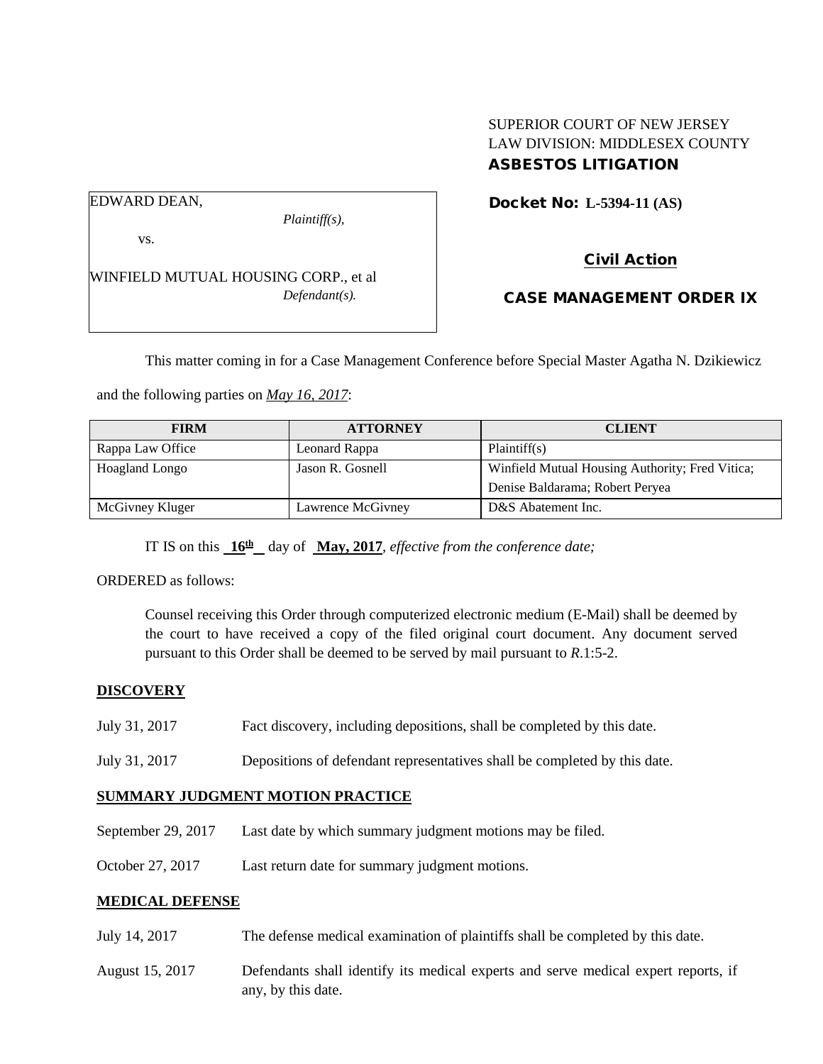SUPERIOR COURT OF NEW JERSEY
LAW DIVISION: MIDDLESEX COUNTY
**ASBESTOS LITIGATION**

EDWARD DEAN,
*Plaintiff(s),*

vs.

WINFIELD MUTUAL HOUSING CORP., et al
*Defendant(s).*

**Docket No: L-5394-11 (AS)**

**Civil Action**

**CASE MANAGEMENT ORDER IX**

This matter coming in for a Case Management Conference before Special Master Agatha N. Dzikiewicz and the following parties on *May 16, 2017*:

| FIRM | ATTORNEY | CLIENT |
|---|---|---|
| Rappa Law Office | Leonard Rappa | Plaintiff(s) |
| Hoagland Longo | Jason R. Gosnell | Winfield Mutual Housing Authority; Fred Vitica; Denise Baldarama; Robert Peryea |
| McGivney Kluger | Lawrence McGivney | D&S Abatement Inc. |

IT IS on this **16th** day of **May, 2017**, *effective from the conference date;*

ORDERED as follows:

Counsel receiving this Order through computerized electronic medium (E-Mail) shall be deemed by the court to have received a copy of the filed original court document. Any document served pursuant to this Order shall be deemed to be served by mail pursuant to *R*.1:5-2.

**DISCOVERY**

July 31, 2017 Fact discovery, including depositions, shall be completed by this date.

July 31, 2017 Depositions of defendant representatives shall be completed by this date.

**SUMMARY JUDGMENT MOTION PRACTICE**

September 29, 2017 Last date by which summary judgment motions may be filed.

October 27, 2017 Last return date for summary judgment motions.

**MEDICAL DEFENSE**

July 14, 2017 The defense medical examination of plaintiffs shall be completed by this date.

August 15, 2017 Defendants shall identify its medical experts and serve medical expert reports, if any, by this date.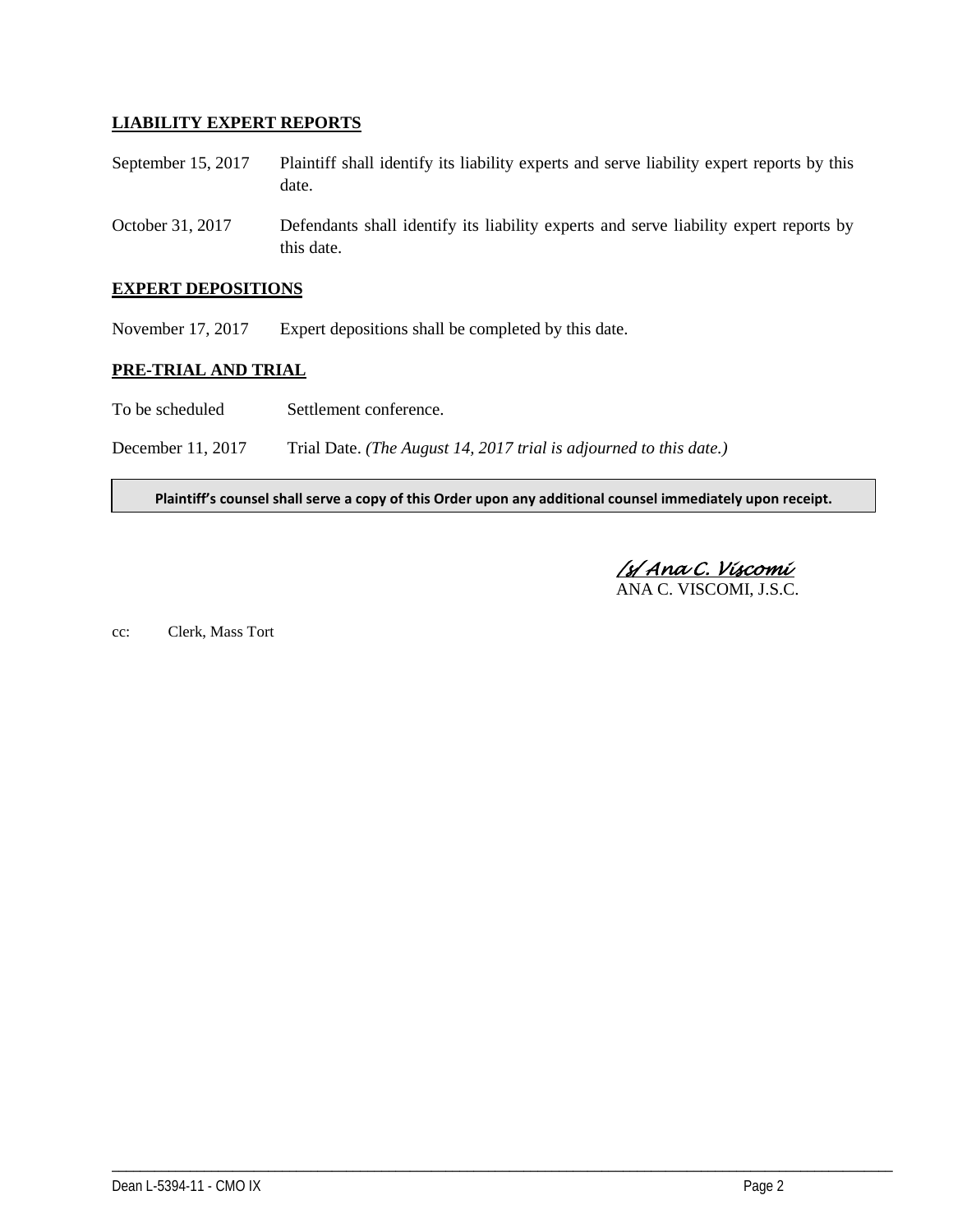**LIABILITY EXPERT REPORTS**

| | |
|---|---|
| September 15, 2017 | Plaintiff shall identify its liability experts and serve liability expert reports by this date. |
| October 31, 2017 | Defendants shall identify its liability experts and serve liability expert reports by this date. |

**EXPERT DEPOSITIONS**

| | |
|---|---|
| November 17, 2017 | Expert depositions shall be completed by this date. |

**PRE-TRIAL AND TRIAL**

| | |
|---|---|
| To be scheduled | Settlement conference. |
| December 11, 2017 | Trial Date. *(The August 14, 2017 trial is adjourned to this date.)* |

**Plaintiff's counsel shall serve a copy of this Order upon any additional counsel immediately upon receipt.**

*/s/ Ana C. Viscomi*
ANA C. VISCOMI, J.S.C.

cc: Clerk, Mass Tort

Dean L-5394-11 - CMO IX